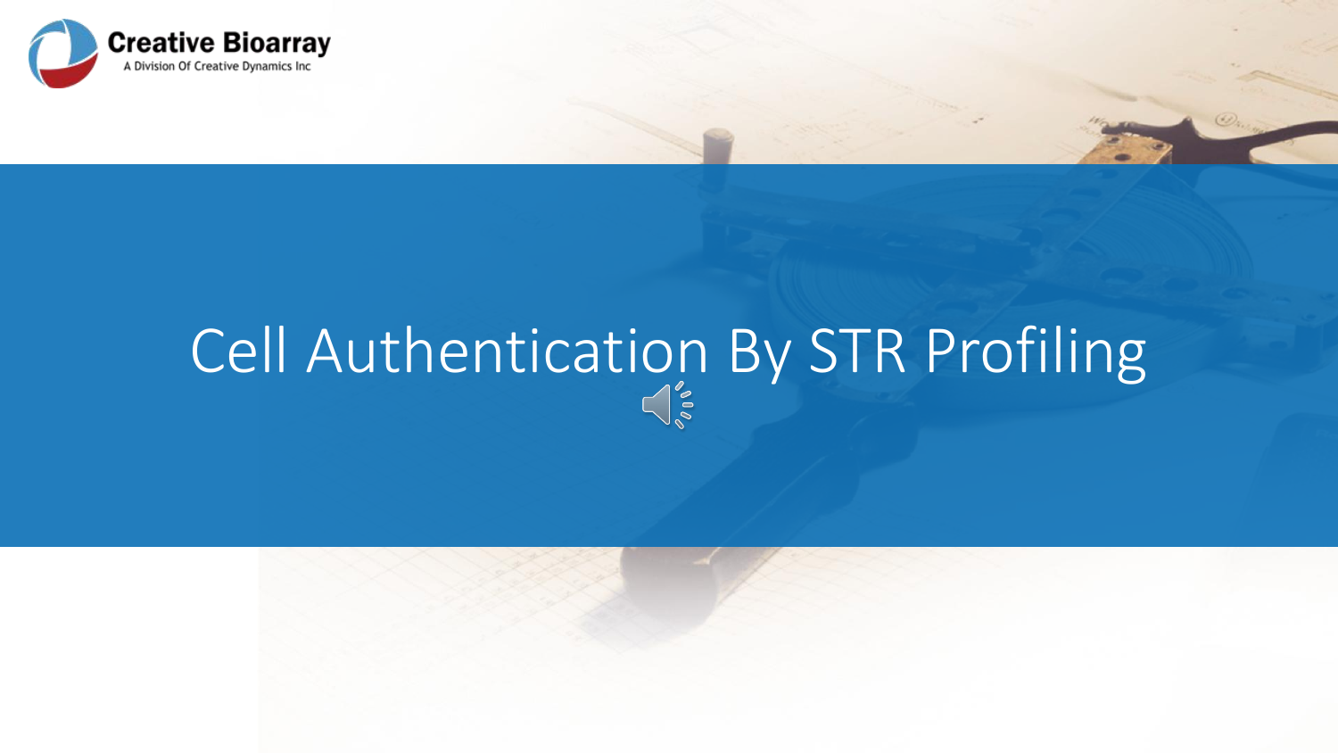Creative Bioarray

A Division Of Creative Dynamics Inc

# Cell Authentication By STR Profiling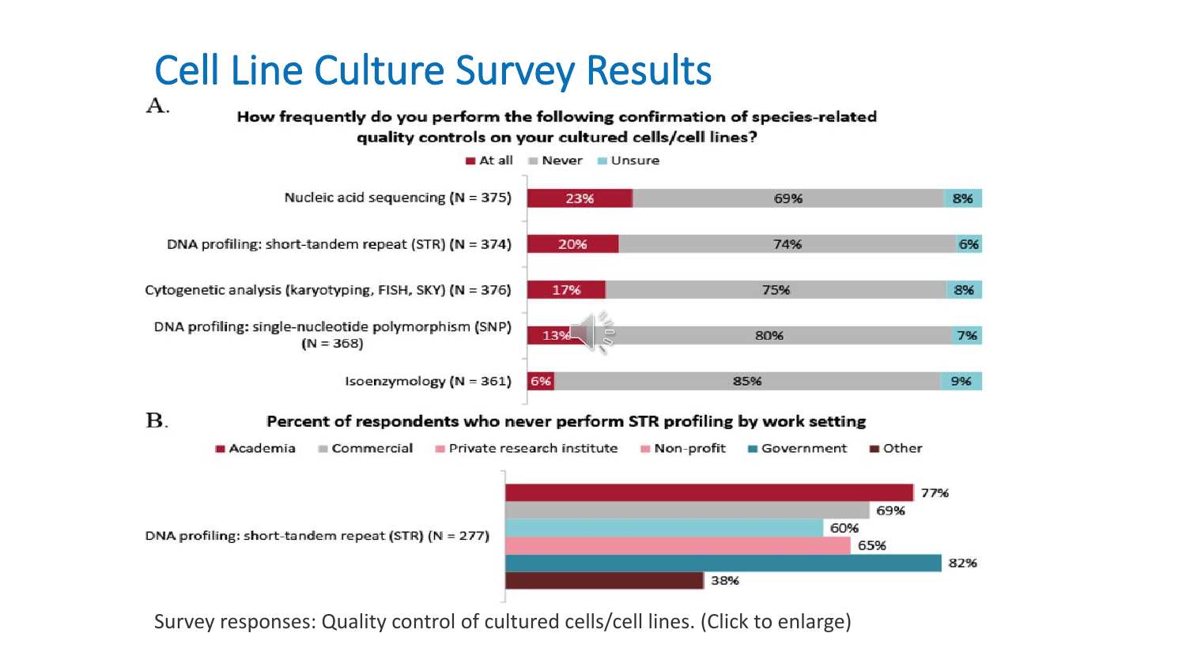# Cell Line Culture Survey Results

**A.**

**How frequently do you perform the following confirmation of species-related quality controls on your cultured cells/cell lines?**

| | At all | Never | Unsure |
|---|---|---|---|
| Nucleic acid sequencing (N = 375) | 23% | 69% | 8% |
| DNA profiling: short-tandem repeat (STR) (N = 374) | 20% | 74% | 6% |
| Cytogenetic analysis (karyotyping, FISH, SKY) (N = 376) | 17% | 75% | 8% |
| DNA profiling: single-nucleotide polymorphism (SNP) (N = 368) | 13% | 80% | 7% |
| Isoenzymology (N = 361) | 6% | 85% | 9% |

**B.**

**Percent of respondents who never perform STR profiling by work setting**

| DNA profiling: short-tandem repeat (STR) (N = 277) | |
|---|---|
| Academia | 77% |
| Commercial | 69% |
| Private research institute | 60% |
| Non-profit | 65% |
| Government | 82% |
| Other | 38% |

Survey responses: Quality control of cultured cells/cell lines. (Click to enlarge)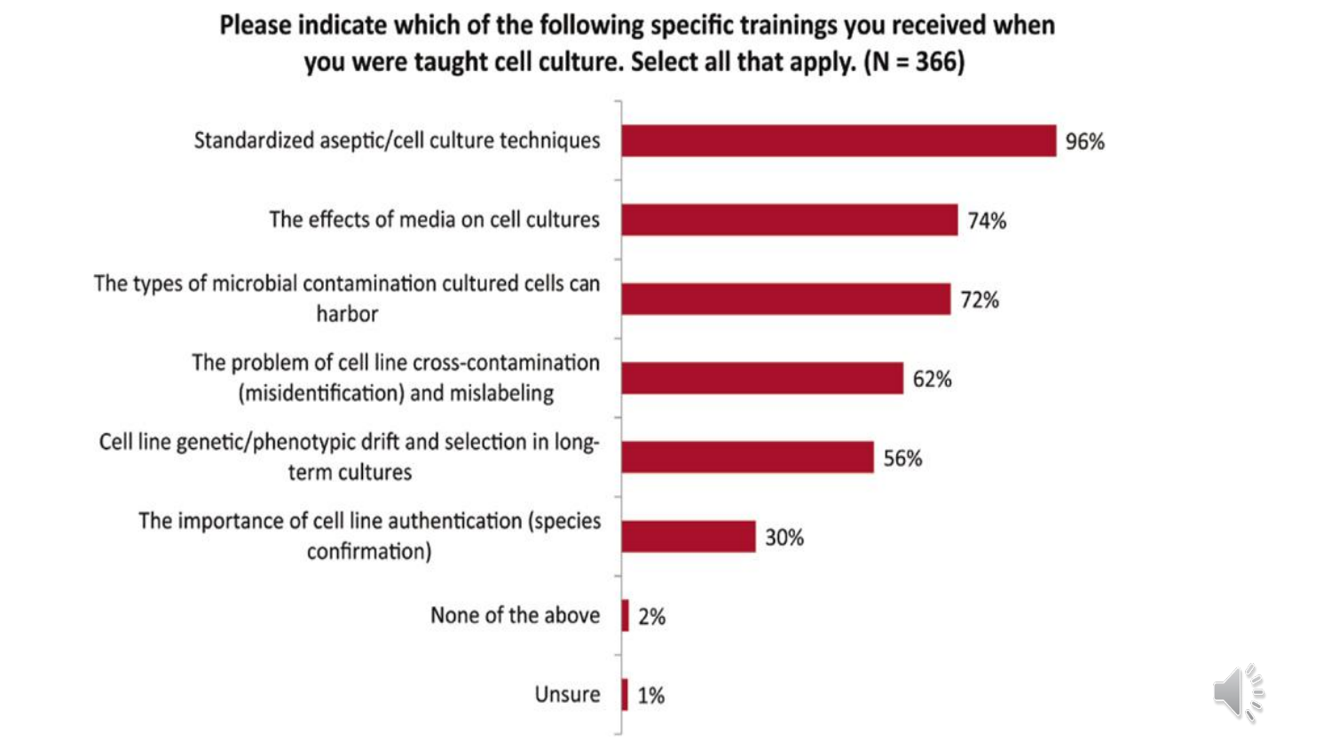## Please indicate which of the following specific trainings you received when you were taught cell culture. Select all that apply. (N = 366)

| Training | Percentage |
| --- | --- |
| Standardized aseptic/cell culture techniques | 96% |
| The effects of media on cell cultures | 74% |
| The types of microbial contamination cultured cells can harbor | 72% |
| The problem of cell line cross-contamination (misidentification) and mislabeling | 62% |
| Cell line genetic/phenotypic drift and selection in long-term cultures | 56% |
| The importance of cell line authentication (species confirmation) | 30% |
| None of the above | 2% |
| Unsure | 1% |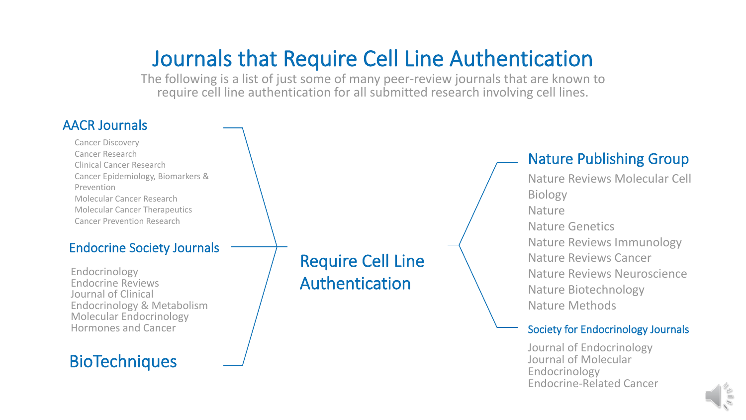# Journals that Require Cell Line Authentication

The following is a list of just some of many peer-review journals that are known to require cell line authentication for all submitted research involving cell lines.

## Require Cell Line Authentication

### AACR Journals

- Cancer Discovery
- Cancer Research
- Clinical Cancer Research
- Cancer Epidemiology, Biomarkers & Prevention
- Molecular Cancer Research
- Molecular Cancer Therapeutics
- Cancer Prevention Research

### Endocrine Society Journals

- Endocrinology
- Endocrine Reviews
- Journal of Clinical Endocrinology & Metabolism
- Molecular Endocrinology
- Hormones and Cancer

### BioTechniques

### Nature Publishing Group

- Nature Reviews Molecular Cell Biology
- Nature
- Nature Genetics
- Nature Reviews Immunology
- Nature Reviews Cancer
- Nature Reviews Neuroscience
- Nature Biotechnology
- Nature Methods

### Society for Endocrinology Journals

- Journal of Endocrinology
- Journal of Molecular Endocrinology
- Endocrine-Related Cancer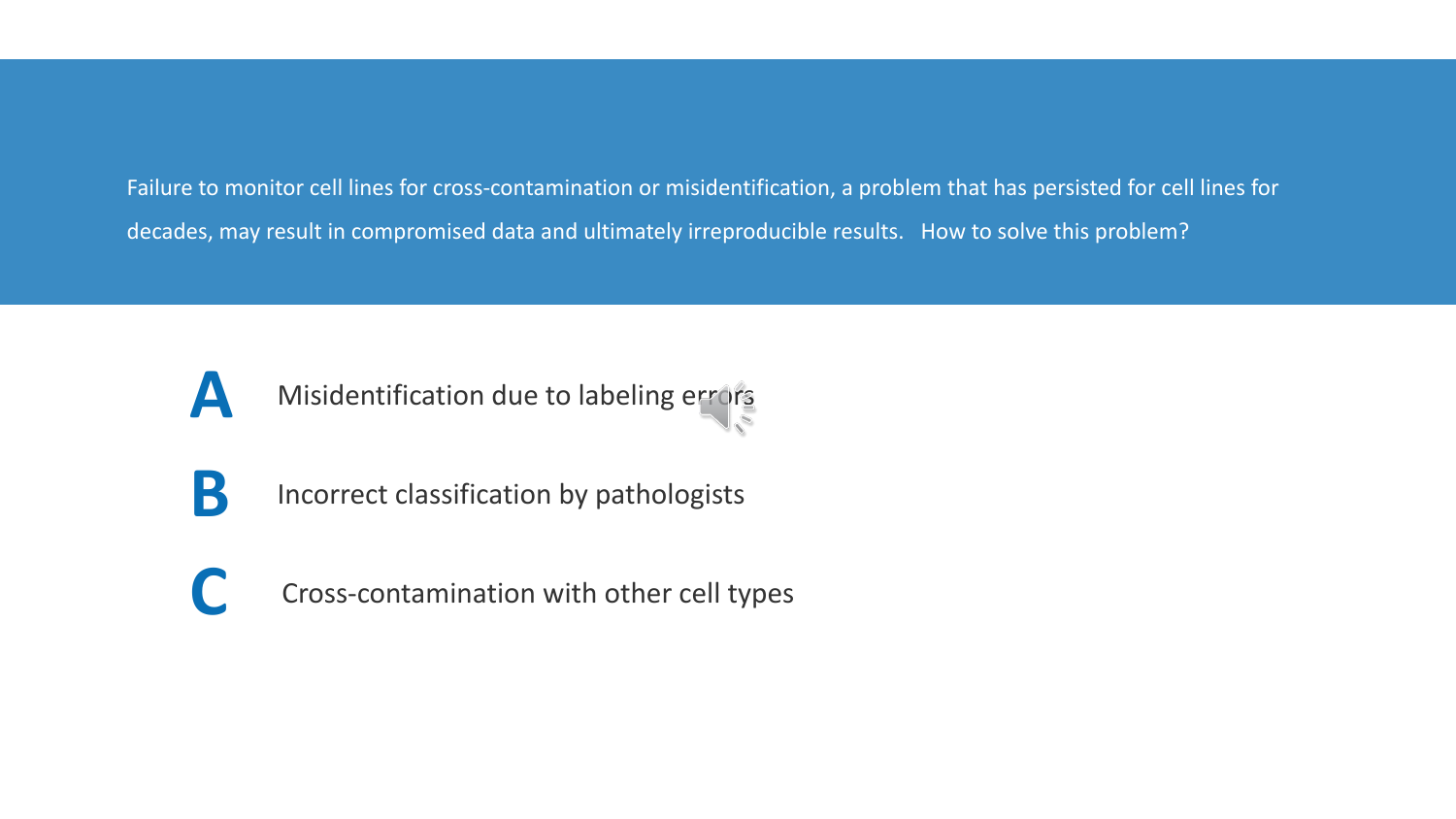Failure to monitor cell lines for cross-contamination or misidentification, a problem that has persisted for cell lines for decades, may result in compromised data and ultimately irreproducible results. How to solve this problem?

**A** Misidentification due to labeling errors

**B** Incorrect classification by pathologists

**C** Cross-contamination with other cell types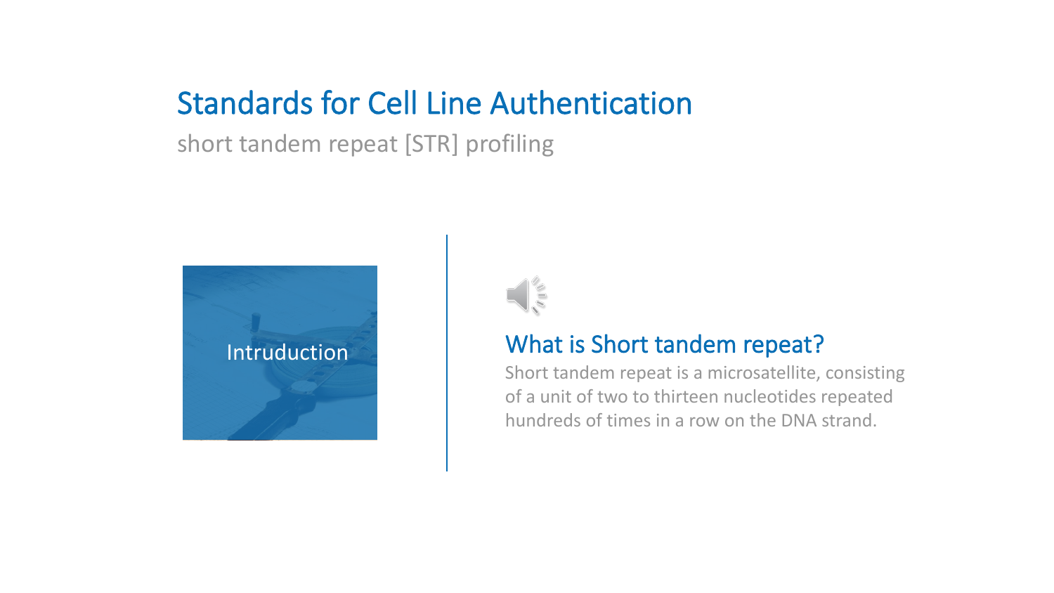# Standards for Cell Line Authentication

short tandem repeat [STR] profiling

Intruduction

## What is Short tandem repeat?

Short tandem repeat is a microsatellite, consisting of a unit of two to thirteen nucleotides repeated hundreds of times in a row on the DNA strand.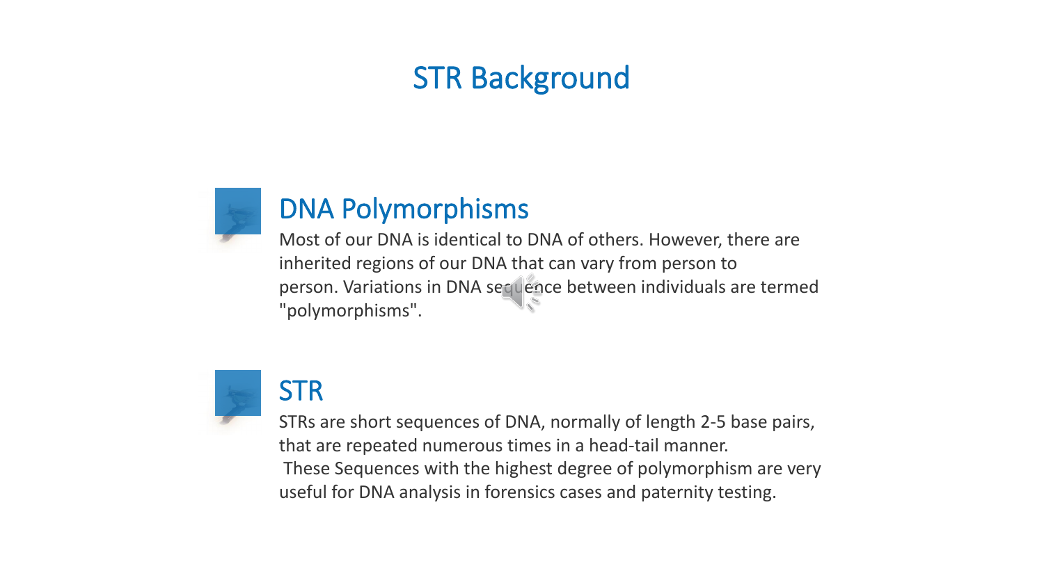# STR Background

## DNA Polymorphisms

Most of our DNA is identical to DNA of others. However, there are inherited regions of our DNA that can vary from person to person. Variations in DNA sequence between individuals are termed "polymorphisms".

## STR

STRs are short sequences of DNA, normally of length 2-5 base pairs, that are repeated numerous times in a head-tail manner.

These Sequences with the highest degree of polymorphism are very useful for DNA analysis in forensics cases and paternity testing.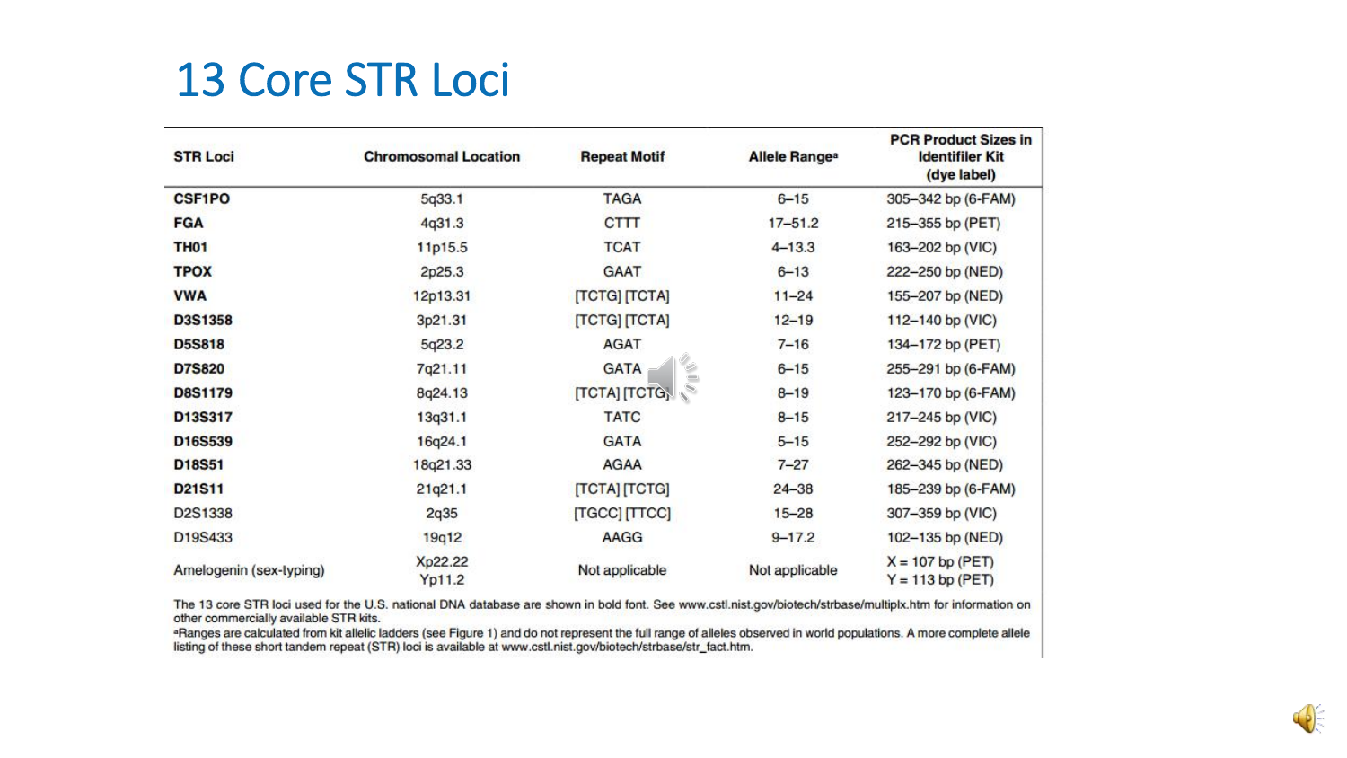# 13 Core STR Loci

| STR Loci | Chromosomal Location | Repeat Motif | Allele Range[a] | PCR Product Sizes in Identifiler Kit (dye label) |
|---|---|---|---|---|
| **CSF1PO** | 5q33.1 | TAGA | 6–15 | 305–342 bp (6-FAM) |
| **FGA** | 4q31.3 | CTTT | 17–51.2 | 215–355 bp (PET) |
| **TH01** | 11p15.5 | TCAT | 4–13.3 | 163–202 bp (VIC) |
| **TPOX** | 2p25.3 | GAAT | 6–13 | 222–250 bp (NED) |
| **VWA** | 12p13.31 | [TCTG] [TCTA] | 11–24 | 155–207 bp (NED) |
| **D3S1358** | 3p21.31 | [TCTG] [TCTA] | 12–19 | 112–140 bp (VIC) |
| **D5S818** | 5q23.2 | AGAT | 7–16 | 134–172 bp (PET) |
| **D7S820** | 7q21.11 | GATA | 6–15 | 255–291 bp (6-FAM) |
| **D8S1179** | 8q24.13 | [TCTA] [TCTG] | 8–19 | 123–170 bp (6-FAM) |
| **D13S317** | 13q31.1 | TATC | 8–15 | 217–245 bp (VIC) |
| **D16S539** | 16q24.1 | GATA | 5–15 | 252–292 bp (VIC) |
| **D18S51** | 18q21.33 | AGAA | 7–27 | 262–345 bp (NED) |
| **D21S11** | 21q21.1 | [TCTA] [TCTG] | 24–38 | 185–239 bp (6-FAM) |
| D2S1338 | 2q35 | [TGCC] [TTCC] | 15–28 | 307–359 bp (VIC) |
| D19S433 | 19q12 | AAGG | 9–17.2 | 102–135 bp (NED) |
| Amelogenin (sex-typing) | Xp22.22 Yp11.2 | Not applicable | Not applicable | X = 107 bp (PET) Y = 113 bp (PET) |

The 13 core STR loci used for the U.S. national DNA database are shown in bold font. See www.cstl.nist.gov/biotech/strbase/multiplx.htm for information on other commercially available STR kits.

[a]Ranges are calculated from kit allelic ladders (see Figure 1) and do not represent the full range of alleles observed in world populations. A more complete allele listing of these short tandem repeat (STR) loci is available at www.cstl.nist.gov/biotech/strbase/str_fact.htm.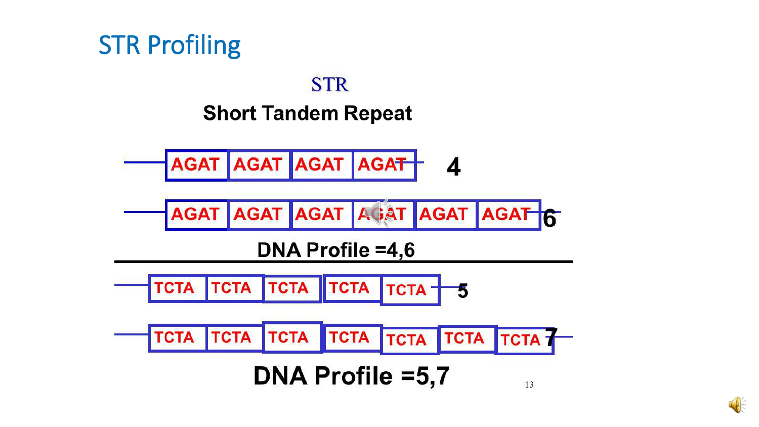# STR Profiling

STR

**Short Tandem Repeat**

AGAT AGAT AGAT AGAT — 4

AGAT AGAT AGAT AGAT AGAT AGAT — 6

**DNA Profile =4,6**

TCTA TCTA TCTA TCTA TCTA — 5

TCTA TCTA TCTA TCTA TCTA TCTA TCTA — 7

**DNA Profile =5,7**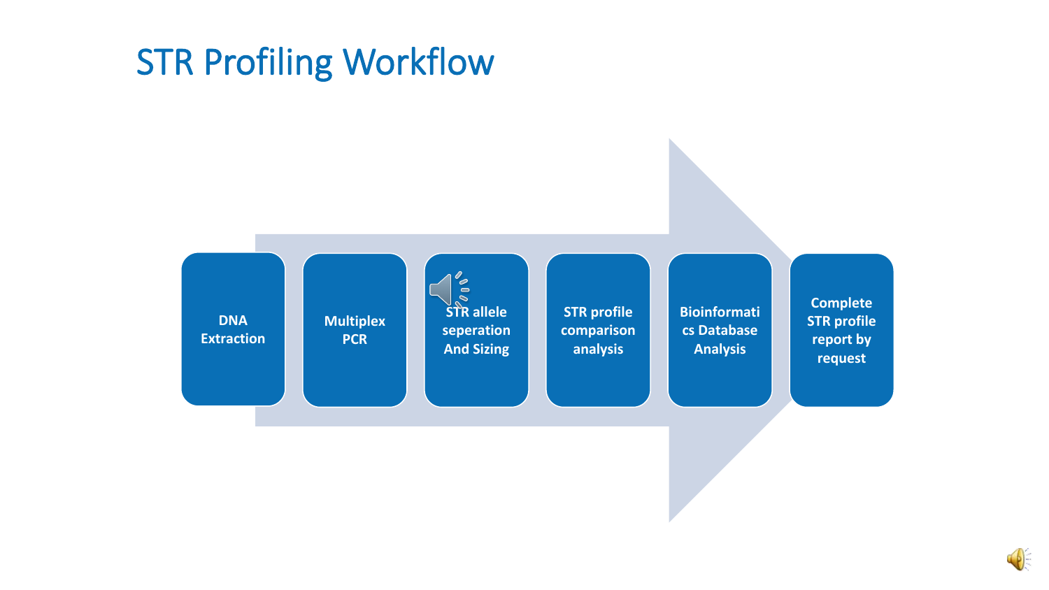# STR Profiling Workflow

1. DNA Extraction
2. Multiplex PCR
3. STR allele seperation And Sizing
4. STR profile comparison analysis
5. Bioinformatics Database Analysis
6. Complete STR profile report by request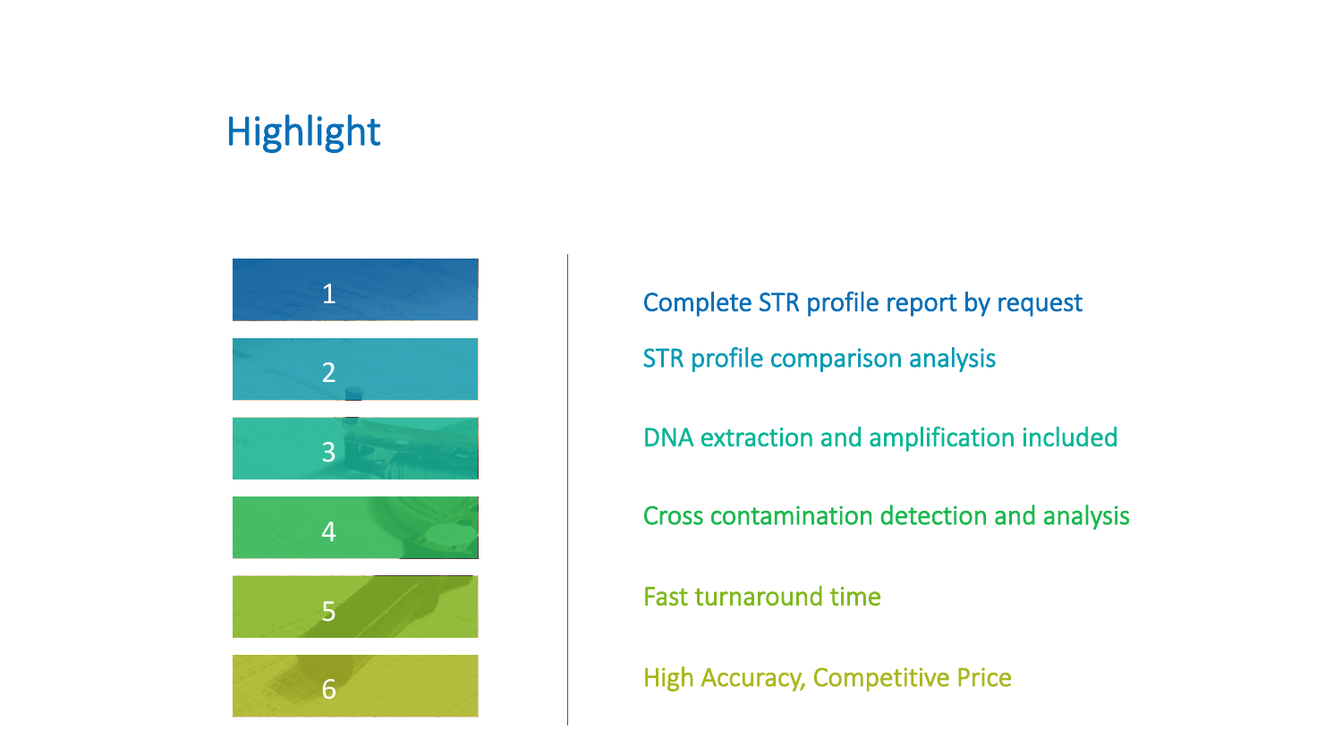# Highlight

1. Complete STR profile report by request
2. STR profile comparison analysis
3. DNA extraction and amplification included
4. Cross contamination detection and analysis
5. Fast turnaround time
6. High Accuracy, Competitive Price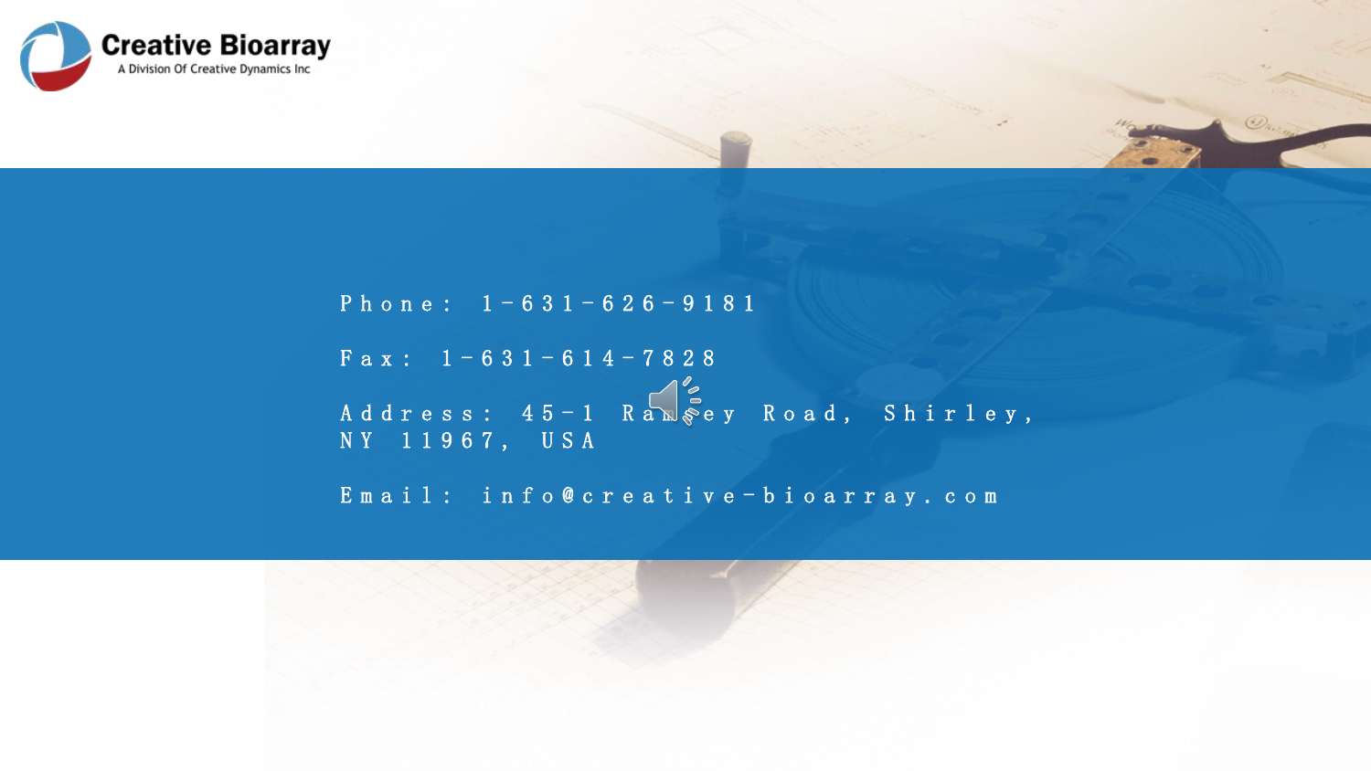Creative Bioarray

A Division Of Creative Dynamics Inc

Phone: 1-631-626-9181

Fax: 1-631-614-7828

Address: 45-1 Ramsey Road, Shirley, NY 11967, USA

Email: info@creative-bioarray.com